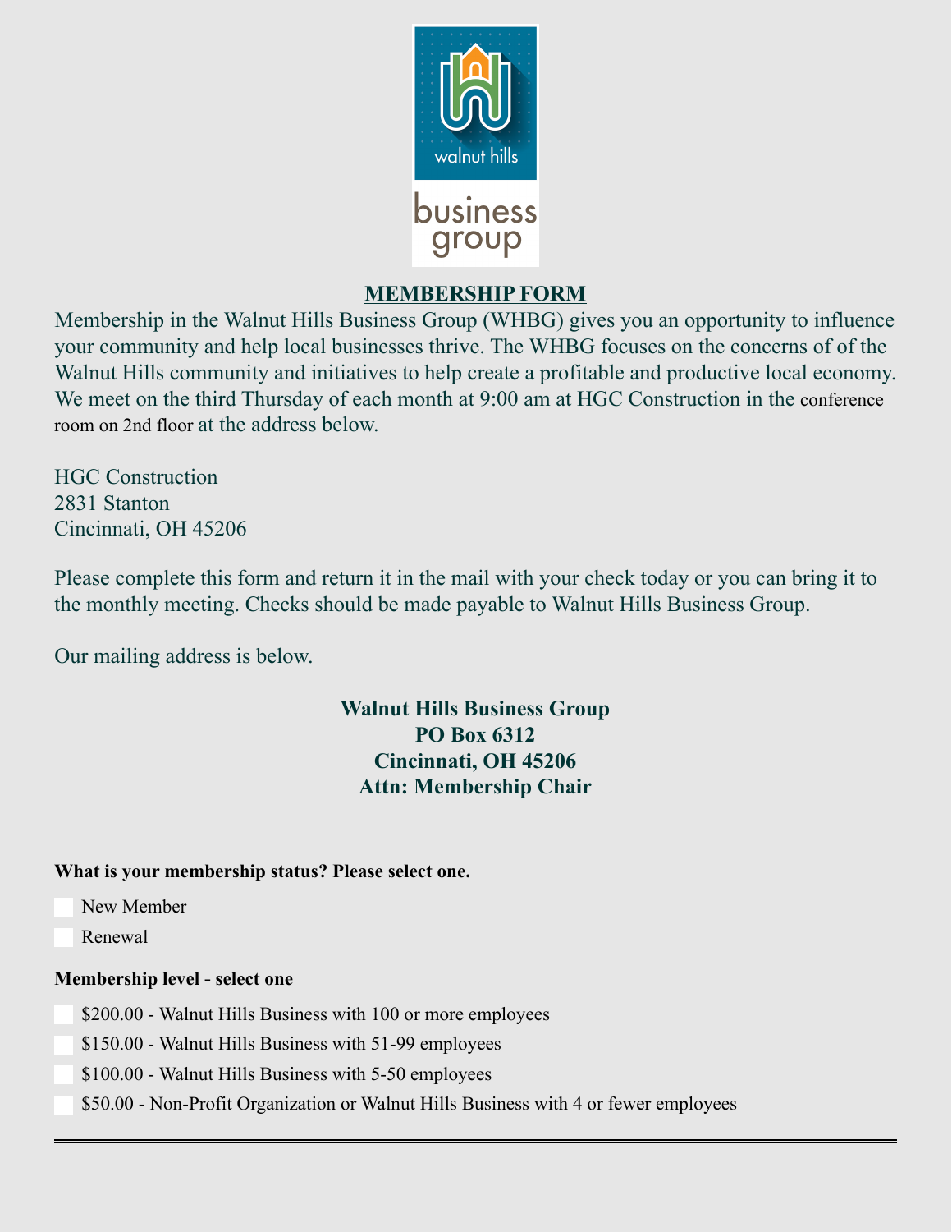walnut hills

business group

## MEMBERSHIP FORM

Membership in the Walnut Hills Business Group (WHBG) gives you an opportunity to influence your community and help local businesses thrive. The WHBG focuses on the concerns of of the Walnut Hills community and initiatives to help create a profitable and productive local economy. We meet on the third Thursday of each month at 9:00 am at HGC Construction in the conference room on 2nd floor at the address below.

HGC Construction
2831 Stanton
Cincinnati, OH 45206

Please complete this form and return it in the mail with your check today or you can bring it to the monthly meeting. Checks should be made payable to Walnut Hills Business Group.

Our mailing address is below.

**Walnut Hills Business Group**
**PO Box 6312**
**Cincinnati, OH 45206**
**Attn: Membership Chair**

**What is your membership status? Please select one.**

- [ ] New Member
- [ ] Renewal

**Membership level - select one**

- [ ] $200.00 - Walnut Hills Business with 100 or more employees
- [ ] $150.00 - Walnut Hills Business with 51-99 employees
- [ ] $100.00 - Walnut Hills Business with 5-50 employees
- [ ] $50.00 - Non-Profit Organization or Walnut Hills Business with 4 or fewer employees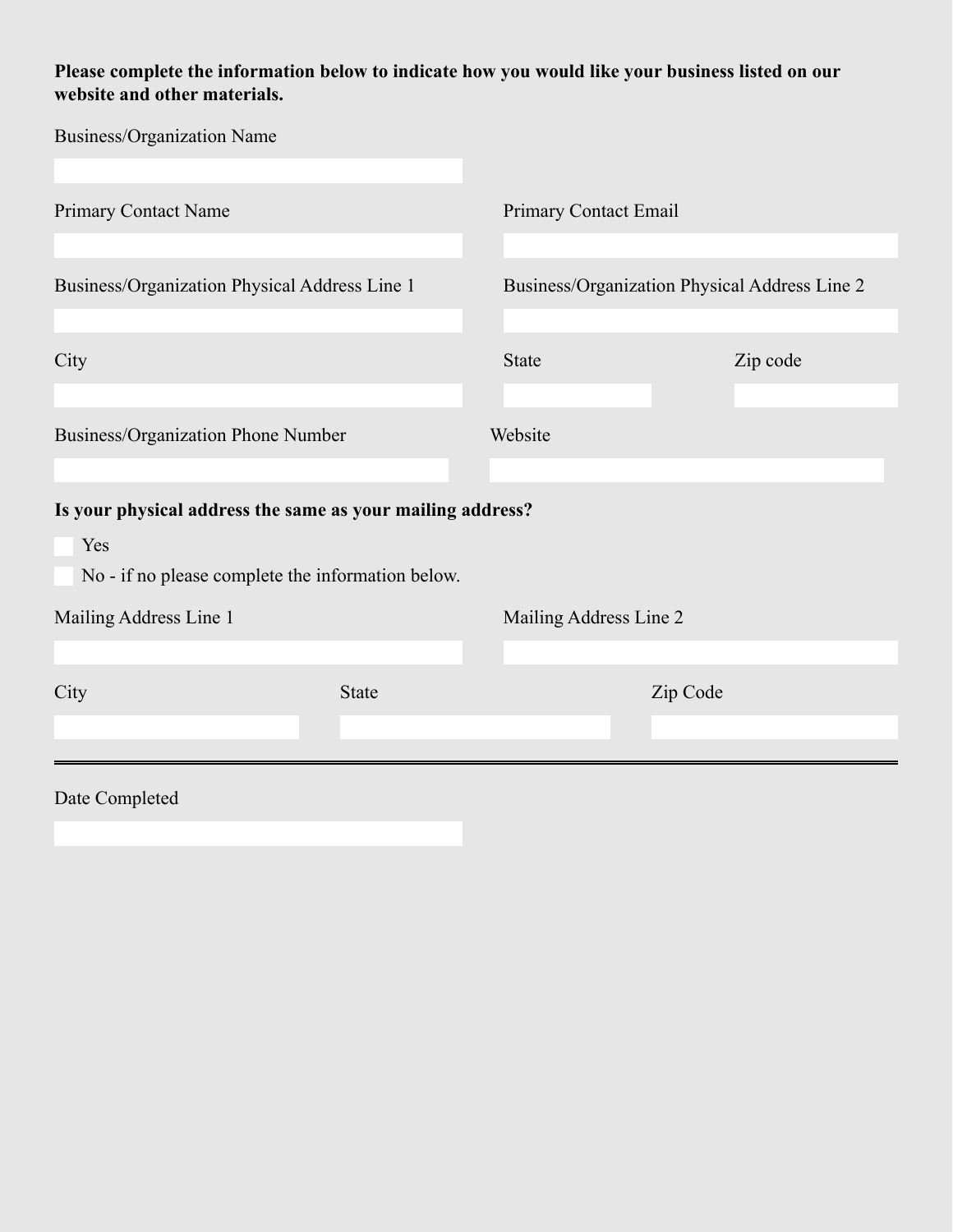**Please complete the information below to indicate how you would like your business listed on our website and other materials.**

Business/Organization Name

Primary Contact Name

Primary Contact Email

Business/Organization Physical Address Line 1

Business/Organization Physical Address Line 2

City

State

Zip code

Business/Organization Phone Number

Website

**Is your physical address the same as your mailing address?**

- [ ] Yes
- [ ] No - if no please complete the information below.

Mailing Address Line 1

Mailing Address Line 2

City

State

Zip Code

---

Date Completed